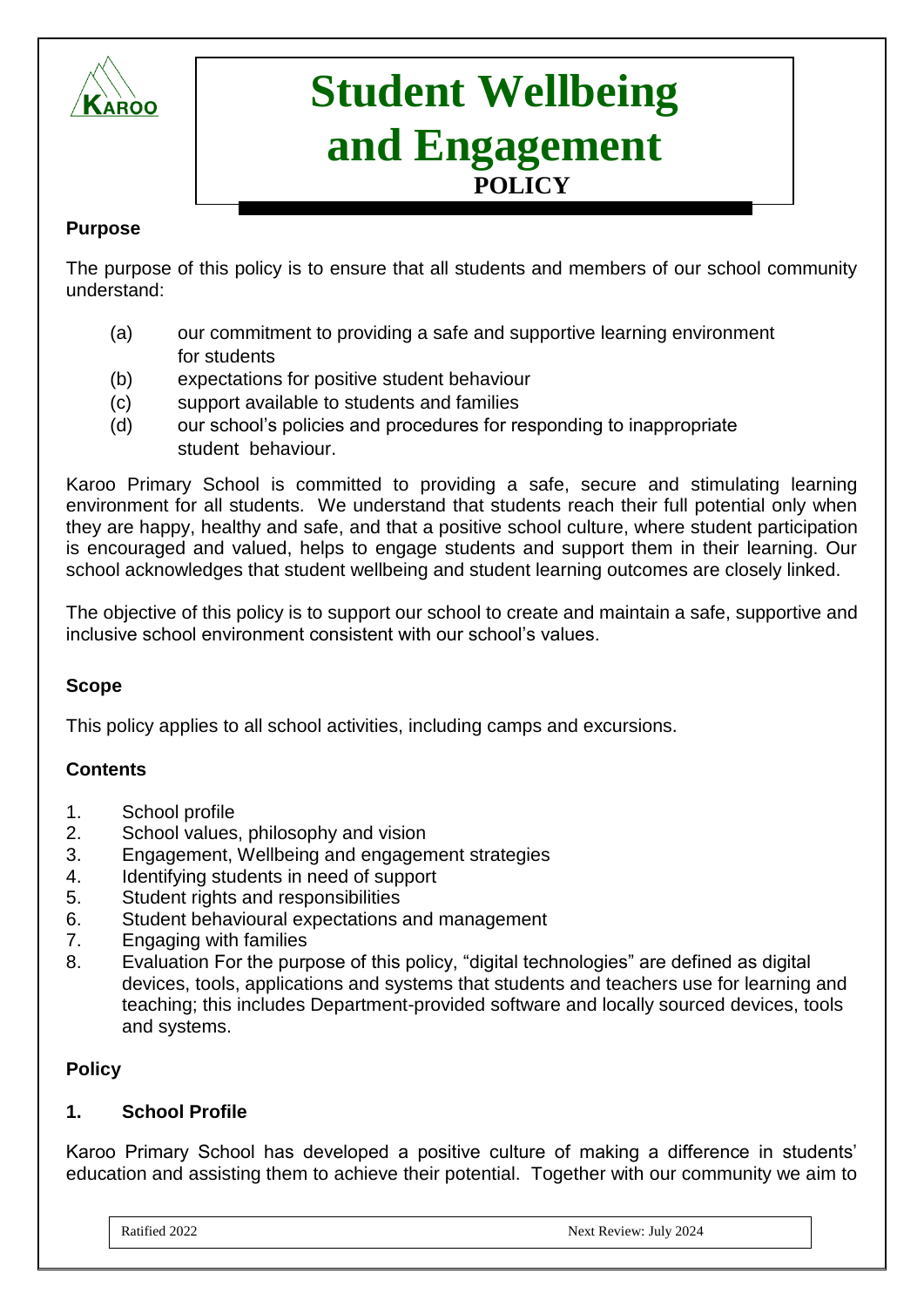# Student Wellbeing and Engagement POLICY

**Purpose**

The purpose of this policy is to ensure that all students and members of our school community understand:

- (a) our commitment to providing a safe and supportive learning environment for students
- (b) expectations for positive student behaviour
- (c) support available to students and families
- (d) our school's policies and procedures for responding to inappropriate student behaviour.

Karoo Primary School is committed to providing a safe, secure and stimulating learning environment for all students. We understand that students reach their full potential only when they are happy, healthy and safe, and that a positive school culture, where student participation is encouraged and valued, helps to engage students and support them in their learning. Our school acknowledges that student wellbeing and student learning outcomes are closely linked.

The objective of this policy is to support our school to create and maintain a safe, supportive and inclusive school environment consistent with our school's values.

**Scope**

This policy applies to all school activities, including camps and excursions.

**Contents**

1. School profile
2. School values, philosophy and vision
3. Engagement, Wellbeing and engagement strategies
4. Identifying students in need of support
5. Student rights and responsibilities
6. Student behavioural expectations and management
7. Engaging with families
8. Evaluation For the purpose of this policy, "digital technologies" are defined as digital devices, tools, applications and systems that students and teachers use for learning and teaching; this includes Department-provided software and locally sourced devices, tools and systems.

**Policy**

**1. School Profile**

Karoo Primary School has developed a positive culture of making a difference in students' education and assisting them to achieve their potential. Together with our community we aim to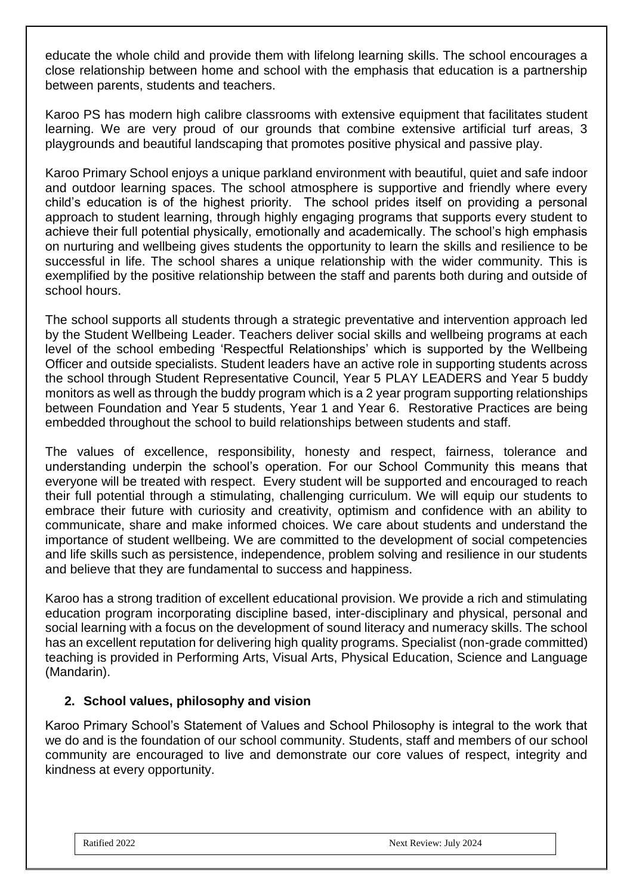educate the whole child and provide them with lifelong learning skills. The school encourages a close relationship between home and school with the emphasis that education is a partnership between parents, students and teachers.

Karoo PS has modern high calibre classrooms with extensive equipment that facilitates student learning. We are very proud of our grounds that combine extensive artificial turf areas, 3 playgrounds and beautiful landscaping that promotes positive physical and passive play.

Karoo Primary School enjoys a unique parkland environment with beautiful, quiet and safe indoor and outdoor learning spaces. The school atmosphere is supportive and friendly where every child's education is of the highest priority. The school prides itself on providing a personal approach to student learning, through highly engaging programs that supports every student to achieve their full potential physically, emotionally and academically. The school's high emphasis on nurturing and wellbeing gives students the opportunity to learn the skills and resilience to be successful in life. The school shares a unique relationship with the wider community. This is exemplified by the positive relationship between the staff and parents both during and outside of school hours.

The school supports all students through a strategic preventative and intervention approach led by the Student Wellbeing Leader. Teachers deliver social skills and wellbeing programs at each level of the school embeding 'Respectful Relationships' which is supported by the Wellbeing Officer and outside specialists. Student leaders have an active role in supporting students across the school through Student Representative Council, Year 5 PLAY LEADERS and Year 5 buddy monitors as well as through the buddy program which is a 2 year program supporting relationships between Foundation and Year 5 students, Year 1 and Year 6. Restorative Practices are being embedded throughout the school to build relationships between students and staff.

The values of excellence, responsibility, honesty and respect, fairness, tolerance and understanding underpin the school's operation. For our School Community this means that everyone will be treated with respect. Every student will be supported and encouraged to reach their full potential through a stimulating, challenging curriculum. We will equip our students to embrace their future with curiosity and creativity, optimism and confidence with an ability to communicate, share and make informed choices. We care about students and understand the importance of student wellbeing. We are committed to the development of social competencies and life skills such as persistence, independence, problem solving and resilience in our students and believe that they are fundamental to success and happiness.

Karoo has a strong tradition of excellent educational provision. We provide a rich and stimulating education program incorporating discipline based, inter-disciplinary and physical, personal and social learning with a focus on the development of sound literacy and numeracy skills. The school has an excellent reputation for delivering high quality programs. Specialist (non-grade committed) teaching is provided in Performing Arts, Visual Arts, Physical Education, Science and Language (Mandarin).

## 2. School values, philosophy and vision

Karoo Primary School's Statement of Values and School Philosophy is integral to the work that we do and is the foundation of our school community. Students, staff and members of our school community are encouraged to live and demonstrate our core values of respect, integrity and kindness at every opportunity.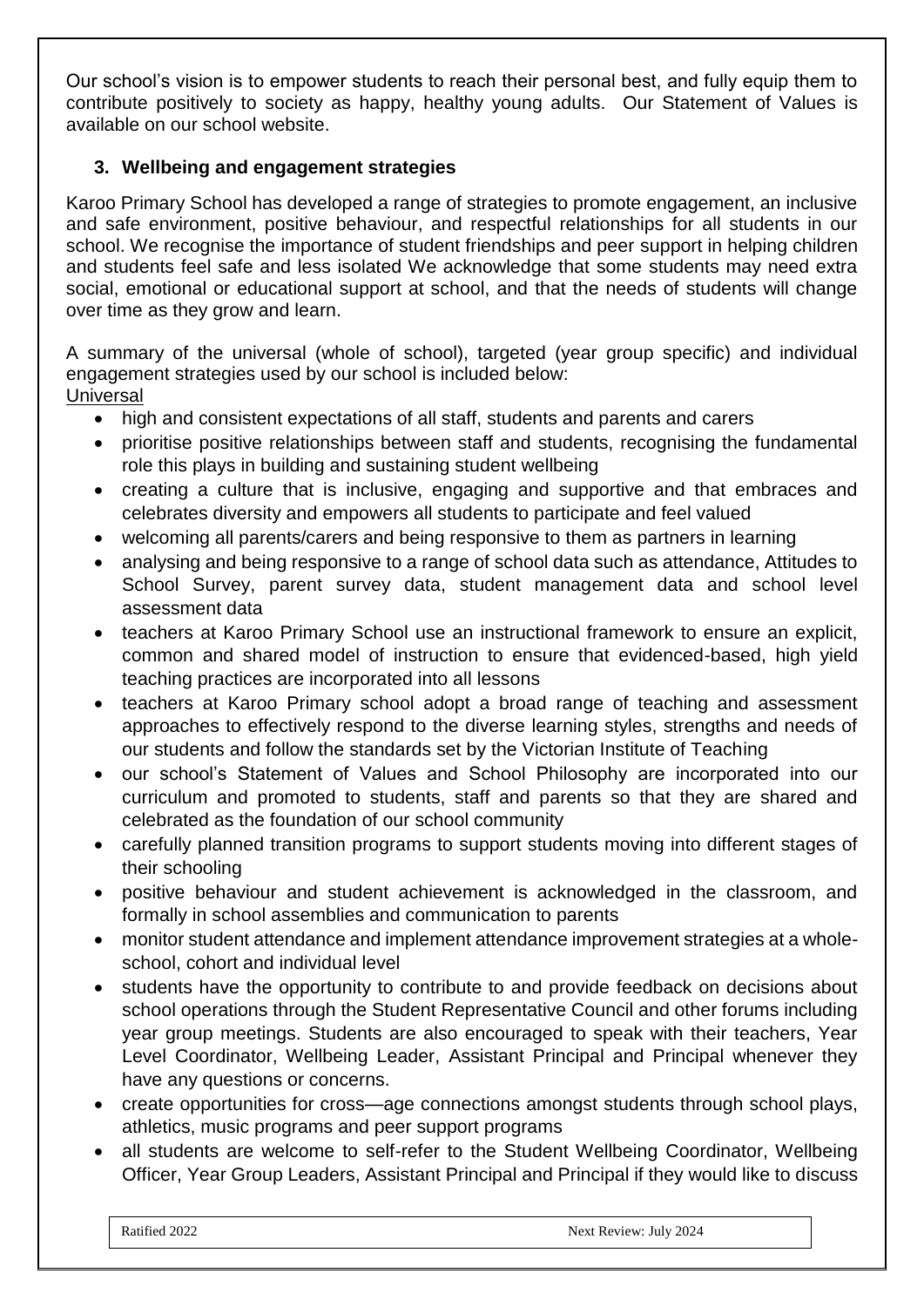Our school's vision is to empower students to reach their personal best, and fully equip them to contribute positively to society as happy, healthy young adults. Our Statement of Values is available on our school website.

### 3. Wellbeing and engagement strategies

Karoo Primary School has developed a range of strategies to promote engagement, an inclusive and safe environment, positive behaviour, and respectful relationships for all students in our school. We recognise the importance of student friendships and peer support in helping children and students feel safe and less isolated We acknowledge that some students may need extra social, emotional or educational support at school, and that the needs of students will change over time as they grow and learn.

A summary of the universal (whole of school), targeted (year group specific) and individual engagement strategies used by our school is included below:

Universal

- high and consistent expectations of all staff, students and parents and carers
- prioritise positive relationships between staff and students, recognising the fundamental role this plays in building and sustaining student wellbeing
- creating a culture that is inclusive, engaging and supportive and that embraces and celebrates diversity and empowers all students to participate and feel valued
- welcoming all parents/carers and being responsive to them as partners in learning
- analysing and being responsive to a range of school data such as attendance, Attitudes to School Survey, parent survey data, student management data and school level assessment data
- teachers at Karoo Primary School use an instructional framework to ensure an explicit, common and shared model of instruction to ensure that evidenced-based, high yield teaching practices are incorporated into all lessons
- teachers at Karoo Primary school adopt a broad range of teaching and assessment approaches to effectively respond to the diverse learning styles, strengths and needs of our students and follow the standards set by the Victorian Institute of Teaching
- our school's Statement of Values and School Philosophy are incorporated into our curriculum and promoted to students, staff and parents so that they are shared and celebrated as the foundation of our school community
- carefully planned transition programs to support students moving into different stages of their schooling
- positive behaviour and student achievement is acknowledged in the classroom, and formally in school assemblies and communication to parents
- monitor student attendance and implement attendance improvement strategies at a whole-school, cohort and individual level
- students have the opportunity to contribute to and provide feedback on decisions about school operations through the Student Representative Council and other forums including year group meetings. Students are also encouraged to speak with their teachers, Year Level Coordinator, Wellbeing Leader, Assistant Principal and Principal whenever they have any questions or concerns.
- create opportunities for cross—age connections amongst students through school plays, athletics, music programs and peer support programs
- all students are welcome to self-refer to the Student Wellbeing Coordinator, Wellbeing Officer, Year Group Leaders, Assistant Principal and Principal if they would like to discuss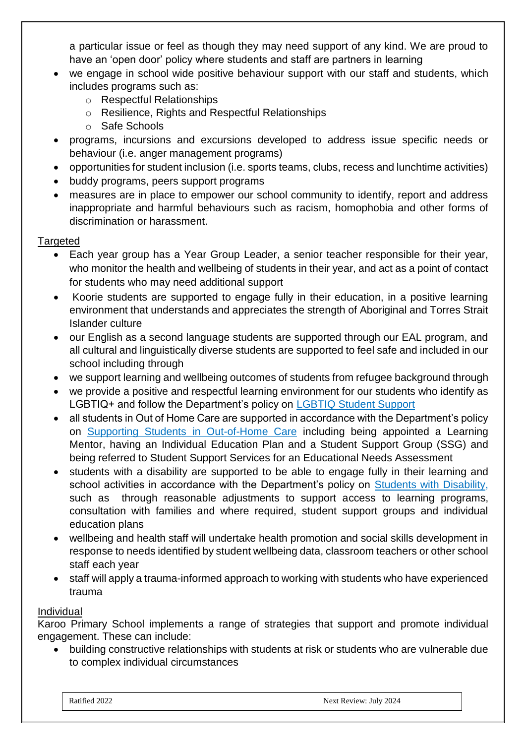a particular issue or feel as though they may need support of any kind. We are proud to have an 'open door' policy where students and staff are partners in learning

- we engage in school wide positive behaviour support with our staff and students, which includes programs such as:
  - Respectful Relationships
  - Resilience, Rights and Respectful Relationships
  - Safe Schools
- programs, incursions and excursions developed to address issue specific needs or behaviour (i.e. anger management programs)
- opportunities for student inclusion (i.e. sports teams, clubs, recess and lunchtime activities)
- buddy programs, peers support programs
- measures are in place to empower our school community to identify, report and address inappropriate and harmful behaviours such as racism, homophobia and other forms of discrimination or harassment.

Targeted

- Each year group has a Year Group Leader, a senior teacher responsible for their year, who monitor the health and wellbeing of students in their year, and act as a point of contact for students who may need additional support
- Koorie students are supported to engage fully in their education, in a positive learning environment that understands and appreciates the strength of Aboriginal and Torres Strait Islander culture
- our English as a second language students are supported through our EAL program, and all cultural and linguistically diverse students are supported to feel safe and included in our school including through
- we support learning and wellbeing outcomes of students from refugee background through
- we provide a positive and respectful learning environment for our students who identify as LGBTIQ+ and follow the Department's policy on [LGBTIQ Student Support]
- all students in Out of Home Care are supported in accordance with the Department's policy on [Supporting Students in Out-of-Home Care] including being appointed a Learning Mentor, having an Individual Education Plan and a Student Support Group (SSG) and being referred to Student Support Services for an Educational Needs Assessment
- students with a disability are supported to be able to engage fully in their learning and school activities in accordance with the Department's policy on [Students with Disability,] such as through reasonable adjustments to support access to learning programs, consultation with families and where required, student support groups and individual education plans
- wellbeing and health staff will undertake health promotion and social skills development in response to needs identified by student wellbeing data, classroom teachers or other school staff each year
- staff will apply a trauma-informed approach to working with students who have experienced trauma

Individual

Karoo Primary School implements a range of strategies that support and promote individual engagement. These can include:

- building constructive relationships with students at risk or students who are vulnerable due to complex individual circumstances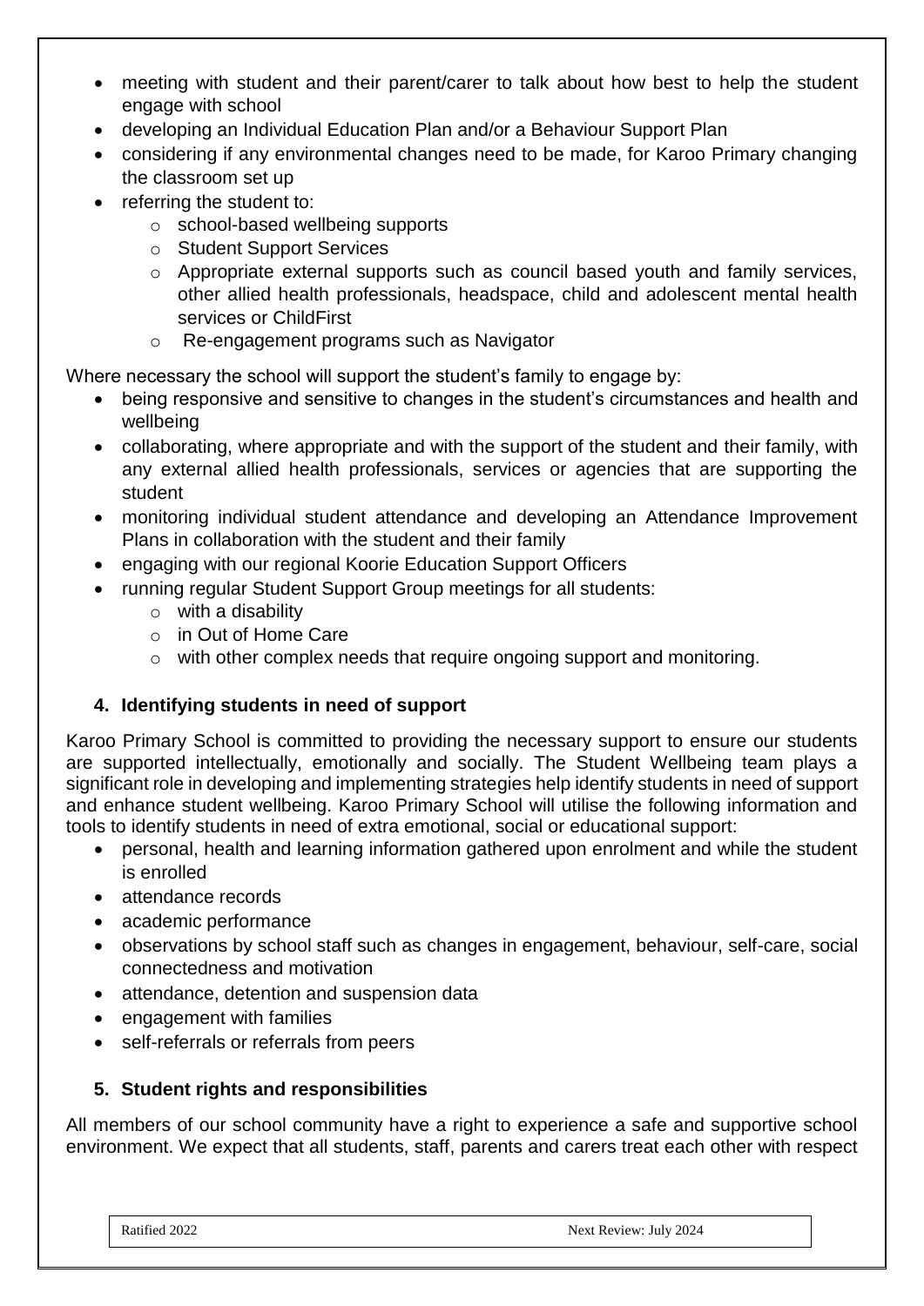- meeting with student and their parent/carer to talk about how best to help the student engage with school
- developing an Individual Education Plan and/or a Behaviour Support Plan
- considering if any environmental changes need to be made, for Karoo Primary changing the classroom set up
- referring the student to:
  - school-based wellbeing supports
  - Student Support Services
  - Appropriate external supports such as council based youth and family services, other allied health professionals, headspace, child and adolescent mental health services or ChildFirst
  - Re-engagement programs such as Navigator

Where necessary the school will support the student's family to engage by:

- being responsive and sensitive to changes in the student's circumstances and health and wellbeing
- collaborating, where appropriate and with the support of the student and their family, with any external allied health professionals, services or agencies that are supporting the student
- monitoring individual student attendance and developing an Attendance Improvement Plans in collaboration with the student and their family
- engaging with our regional Koorie Education Support Officers
- running regular Student Support Group meetings for all students:
  - with a disability
  - in Out of Home Care
  - with other complex needs that require ongoing support and monitoring.

### 4. Identifying students in need of support

Karoo Primary School is committed to providing the necessary support to ensure our students are supported intellectually, emotionally and socially. The Student Wellbeing team plays a significant role in developing and implementing strategies help identify students in need of support and enhance student wellbeing. Karoo Primary School will utilise the following information and tools to identify students in need of extra emotional, social or educational support:

- personal, health and learning information gathered upon enrolment and while the student is enrolled
- attendance records
- academic performance
- observations by school staff such as changes in engagement, behaviour, self-care, social connectedness and motivation
- attendance, detention and suspension data
- engagement with families
- self-referrals or referrals from peers

### 5. Student rights and responsibilities

All members of our school community have a right to experience a safe and supportive school environment. We expect that all students, staff, parents and carers treat each other with respect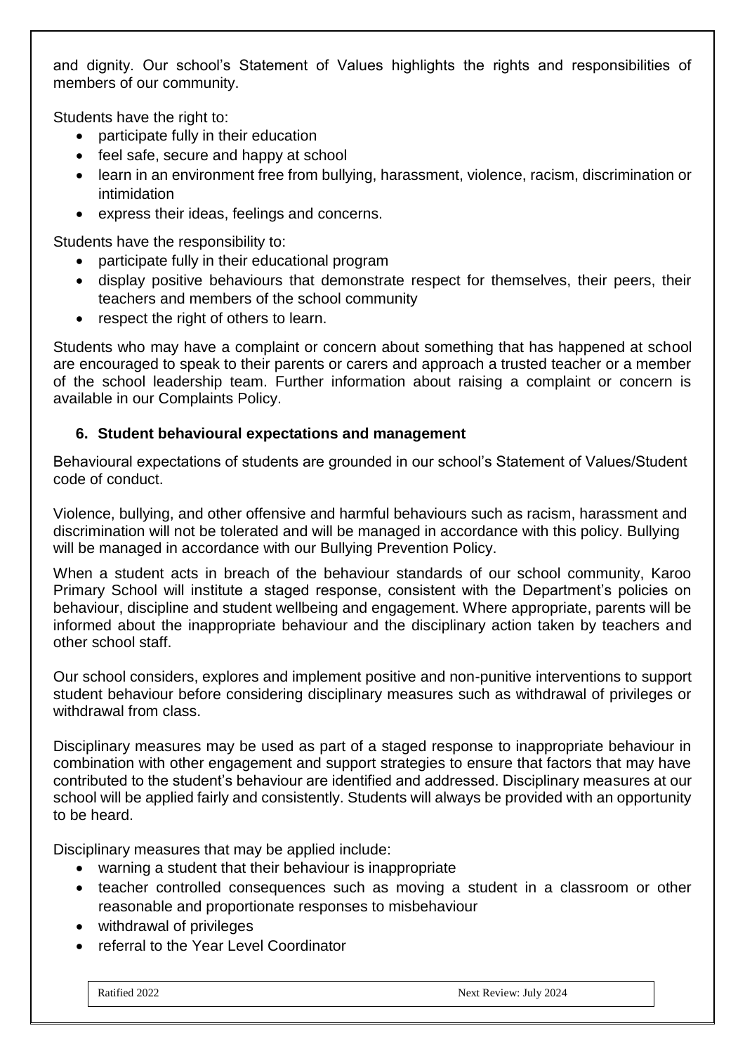and dignity. Our school's Statement of Values highlights the rights and responsibilities of members of our community.

Students have the right to:

- participate fully in their education
- feel safe, secure and happy at school
- learn in an environment free from bullying, harassment, violence, racism, discrimination or intimidation
- express their ideas, feelings and concerns.

Students have the responsibility to:

- participate fully in their educational program
- display positive behaviours that demonstrate respect for themselves, their peers, their teachers and members of the school community
- respect the right of others to learn.

Students who may have a complaint or concern about something that has happened at school are encouraged to speak to their parents or carers and approach a trusted teacher or a member of the school leadership team. Further information about raising a complaint or concern is available in our Complaints Policy.

## 6. Student behavioural expectations and management

Behavioural expectations of students are grounded in our school's Statement of Values/Student code of conduct.

Violence, bullying, and other offensive and harmful behaviours such as racism, harassment and discrimination will not be tolerated and will be managed in accordance with this policy. Bullying will be managed in accordance with our Bullying Prevention Policy.

When a student acts in breach of the behaviour standards of our school community, Karoo Primary School will institute a staged response, consistent with the Department's policies on behaviour, discipline and student wellbeing and engagement. Where appropriate, parents will be informed about the inappropriate behaviour and the disciplinary action taken by teachers and other school staff.

Our school considers, explores and implement positive and non-punitive interventions to support student behaviour before considering disciplinary measures such as withdrawal of privileges or withdrawal from class.

Disciplinary measures may be used as part of a staged response to inappropriate behaviour in combination with other engagement and support strategies to ensure that factors that may have contributed to the student's behaviour are identified and addressed. Disciplinary measures at our school will be applied fairly and consistently. Students will always be provided with an opportunity to be heard.

Disciplinary measures that may be applied include:

- warning a student that their behaviour is inappropriate
- teacher controlled consequences such as moving a student in a classroom or other reasonable and proportionate responses to misbehaviour
- withdrawal of privileges
- referral to the Year Level Coordinator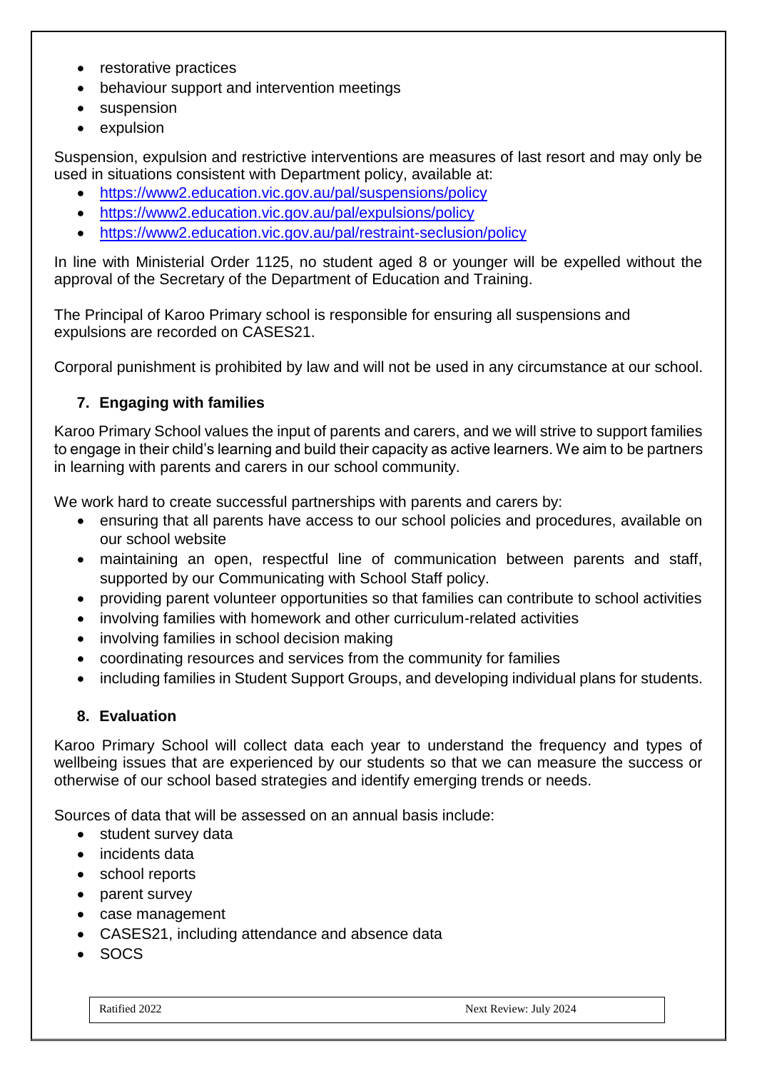- restorative practices
- behaviour support and intervention meetings
- suspension
- expulsion

Suspension, expulsion and restrictive interventions are measures of last resort and may only be used in situations consistent with Department policy, available at:

- https://www2.education.vic.gov.au/pal/suspensions/policy
- https://www2.education.vic.gov.au/pal/expulsions/policy
- https://www2.education.vic.gov.au/pal/restraint-seclusion/policy

In line with Ministerial Order 1125, no student aged 8 or younger will be expelled without the approval of the Secretary of the Department of Education and Training.

The Principal of Karoo Primary school is responsible for ensuring all suspensions and expulsions are recorded on CASES21.

Corporal punishment is prohibited by law and will not be used in any circumstance at our school.

## 7. Engaging with families

Karoo Primary School values the input of parents and carers, and we will strive to support families to engage in their child's learning and build their capacity as active learners. We aim to be partners in learning with parents and carers in our school community.

We work hard to create successful partnerships with parents and carers by:

- ensuring that all parents have access to our school policies and procedures, available on our school website
- maintaining an open, respectful line of communication between parents and staff, supported by our Communicating with School Staff policy.
- providing parent volunteer opportunities so that families can contribute to school activities
- involving families with homework and other curriculum-related activities
- involving families in school decision making
- coordinating resources and services from the community for families
- including families in Student Support Groups, and developing individual plans for students.

## 8. Evaluation

Karoo Primary School will collect data each year to understand the frequency and types of wellbeing issues that are experienced by our students so that we can measure the success or otherwise of our school based strategies and identify emerging trends or needs.

Sources of data that will be assessed on an annual basis include:

- student survey data
- incidents data
- school reports
- parent survey
- case management
- CASES21, including attendance and absence data
- SOCS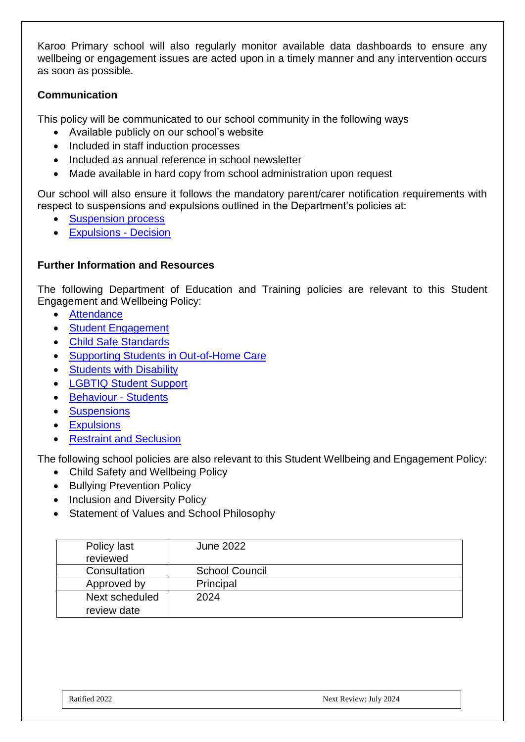Karoo Primary school will also regularly monitor available data dashboards to ensure any wellbeing or engagement issues are acted upon in a timely manner and any intervention occurs as soon as possible.

**Communication**

This policy will be communicated to our school community in the following ways

- Available publicly on our school's website
- Included in staff induction processes
- Included as annual reference in school newsletter
- Made available in hard copy from school administration upon request

Our school will also ensure it follows the mandatory parent/carer notification requirements with respect to suspensions and expulsions outlined in the Department's policies at:

- Suspension process
- Expulsions - Decision

**Further Information and Resources**

The following Department of Education and Training policies are relevant to this Student Engagement and Wellbeing Policy:

- Attendance
- Student Engagement
- Child Safe Standards
- Supporting Students in Out-of-Home Care
- Students with Disability
- LGBTIQ Student Support
- Behaviour - Students
- Suspensions
- Expulsions
- Restraint and Seclusion

The following school policies are also relevant to this Student Wellbeing and Engagement Policy:

- Child Safety and Wellbeing Policy
- Bullying Prevention Policy
- Inclusion and Diversity Policy
- Statement of Values and School Philosophy

| | |
|---|---|
| Policy last reviewed | June 2022 |
| Consultation | School Council |
| Approved by | Principal |
| Next scheduled review date | 2024 |

| | |
|---|---|
| Ratified 2022 | Next Review: July 2024 |